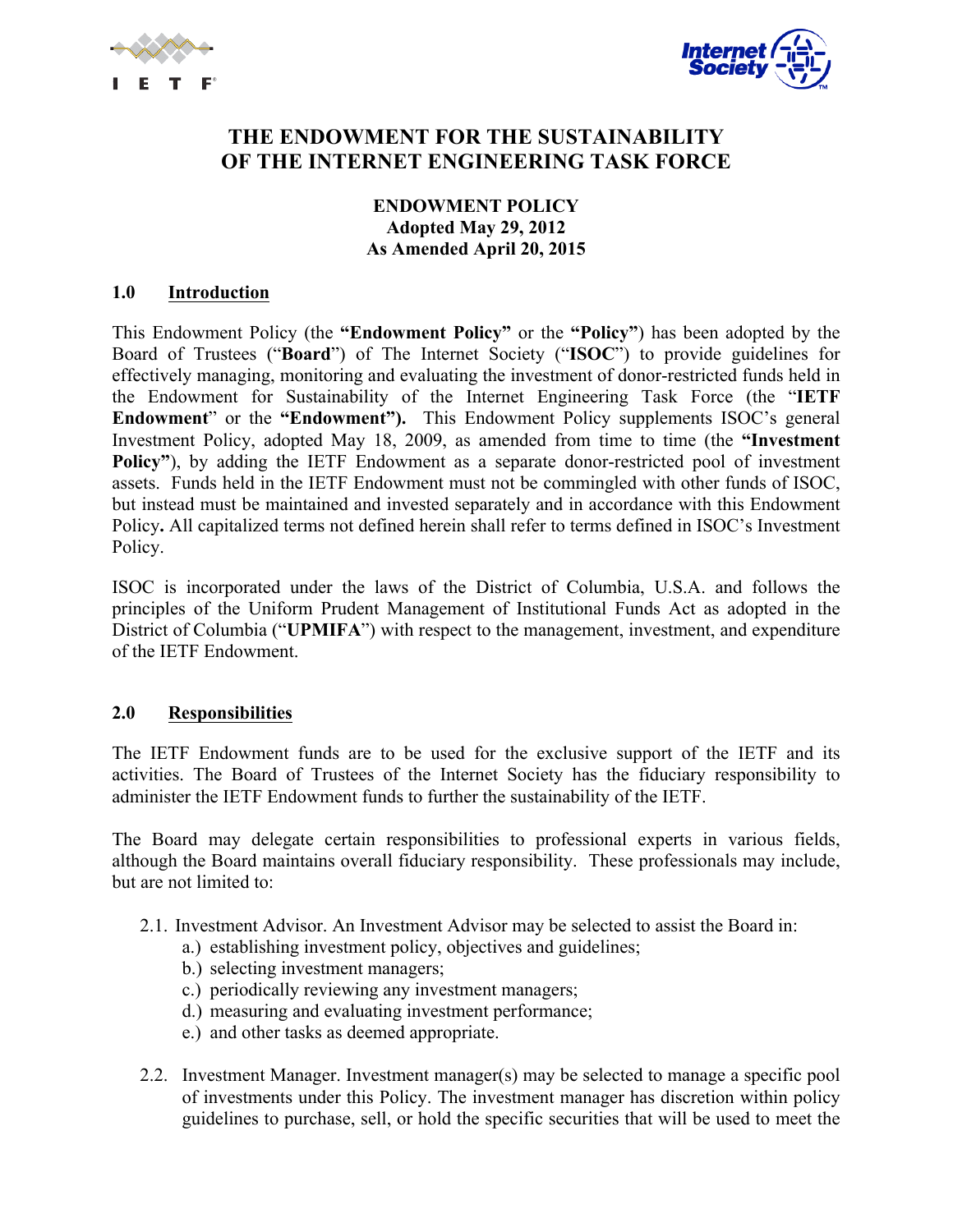# THE ENDOWMENT FOR THE SUSTAINABILITY OF THE INTERNET ENGINEERING TASK FORCE

**ENDOWMENT POLICY**
**Adopted May 29, 2012**
**As Amended April 20, 2015**

## 1.0 Introduction

This Endowment Policy (the **"Endowment Policy"** or the **"Policy"**) has been adopted by the Board of Trustees ("**Board**") of The Internet Society ("**ISOC**") to provide guidelines for effectively managing, monitoring and evaluating the investment of donor-restricted funds held in the Endowment for Sustainability of the Internet Engineering Task Force (the "**IETF Endowment**" or the **"Endowment").** This Endowment Policy supplements ISOC's general Investment Policy, adopted May 18, 2009, as amended from time to time (the **"Investment Policy"**), by adding the IETF Endowment as a separate donor-restricted pool of investment assets. Funds held in the IETF Endowment must not be commingled with other funds of ISOC, but instead must be maintained and invested separately and in accordance with this Endowment Policy**.** All capitalized terms not defined herein shall refer to terms defined in ISOC's Investment Policy.

ISOC is incorporated under the laws of the District of Columbia, U.S.A. and follows the principles of the Uniform Prudent Management of Institutional Funds Act as adopted in the District of Columbia ("**UPMIFA**") with respect to the management, investment, and expenditure of the IETF Endowment.

## 2.0 Responsibilities

The IETF Endowment funds are to be used for the exclusive support of the IETF and its activities. The Board of Trustees of the Internet Society has the fiduciary responsibility to administer the IETF Endowment funds to further the sustainability of the IETF.

The Board may delegate certain responsibilities to professional experts in various fields, although the Board maintains overall fiduciary responsibility. These professionals may include, but are not limited to:

2.1. Investment Advisor. An Investment Advisor may be selected to assist the Board in:

- a.) establishing investment policy, objectives and guidelines;
- b.) selecting investment managers;
- c.) periodically reviewing any investment managers;
- d.) measuring and evaluating investment performance;
- e.) and other tasks as deemed appropriate.

2.2. Investment Manager. Investment manager(s) may be selected to manage a specific pool of investments under this Policy. The investment manager has discretion within policy guidelines to purchase, sell, or hold the specific securities that will be used to meet the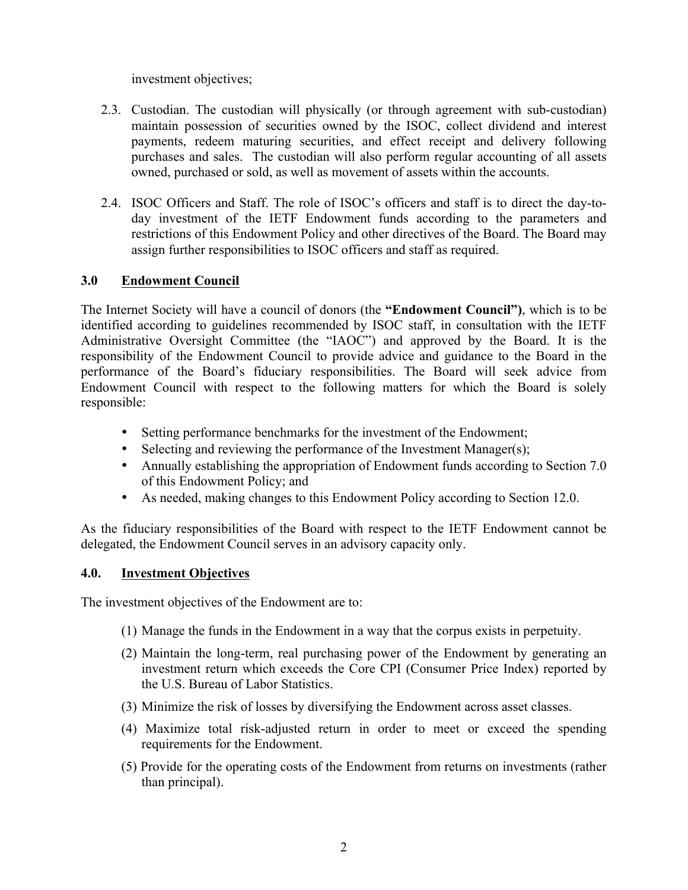investment objectives;

2.3. Custodian. The custodian will physically (or through agreement with sub-custodian) maintain possession of securities owned by the ISOC, collect dividend and interest payments, redeem maturing securities, and effect receipt and delivery following purchases and sales. The custodian will also perform regular accounting of all assets owned, purchased or sold, as well as movement of assets within the accounts.

2.4. ISOC Officers and Staff. The role of ISOC's officers and staff is to direct the day-to-day investment of the IETF Endowment funds according to the parameters and restrictions of this Endowment Policy and other directives of the Board. The Board may assign further responsibilities to ISOC officers and staff as required.

## 3.0 Endowment Council

The Internet Society will have a council of donors (the **"Endowment Council")**, which is to be identified according to guidelines recommended by ISOC staff, in consultation with the IETF Administrative Oversight Committee (the "IAOC") and approved by the Board. It is the responsibility of the Endowment Council to provide advice and guidance to the Board in the performance of the Board's fiduciary responsibilities. The Board will seek advice from Endowment Council with respect to the following matters for which the Board is solely responsible:

- Setting performance benchmarks for the investment of the Endowment;
- Selecting and reviewing the performance of the Investment Manager(s);
- Annually establishing the appropriation of Endowment funds according to Section 7.0 of this Endowment Policy; and
- As needed, making changes to this Endowment Policy according to Section 12.0.

As the fiduciary responsibilities of the Board with respect to the IETF Endowment cannot be delegated, the Endowment Council serves in an advisory capacity only.

## 4.0. Investment Objectives

The investment objectives of the Endowment are to:

(1) Manage the funds in the Endowment in a way that the corpus exists in perpetuity.

(2) Maintain the long-term, real purchasing power of the Endowment by generating an investment return which exceeds the Core CPI (Consumer Price Index) reported by the U.S. Bureau of Labor Statistics.

(3) Minimize the risk of losses by diversifying the Endowment across asset classes.

(4) Maximize total risk-adjusted return in order to meet or exceed the spending requirements for the Endowment.

(5) Provide for the operating costs of the Endowment from returns on investments (rather than principal).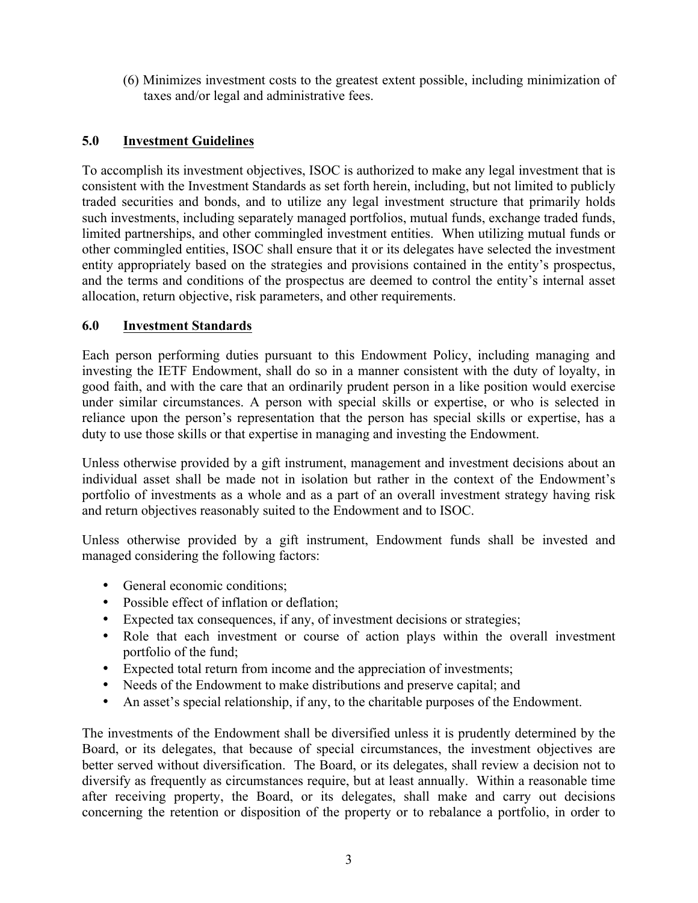(6) Minimizes investment costs to the greatest extent possible, including minimization of taxes and/or legal and administrative fees.

## 5.0 Investment Guidelines

To accomplish its investment objectives, ISOC is authorized to make any legal investment that is consistent with the Investment Standards as set forth herein, including, but not limited to publicly traded securities and bonds, and to utilize any legal investment structure that primarily holds such investments, including separately managed portfolios, mutual funds, exchange traded funds, limited partnerships, and other commingled investment entities. When utilizing mutual funds or other commingled entities, ISOC shall ensure that it or its delegates have selected the investment entity appropriately based on the strategies and provisions contained in the entity's prospectus, and the terms and conditions of the prospectus are deemed to control the entity's internal asset allocation, return objective, risk parameters, and other requirements.

## 6.0 Investment Standards

Each person performing duties pursuant to this Endowment Policy, including managing and investing the IETF Endowment, shall do so in a manner consistent with the duty of loyalty, in good faith, and with the care that an ordinarily prudent person in a like position would exercise under similar circumstances. A person with special skills or expertise, or who is selected in reliance upon the person's representation that the person has special skills or expertise, has a duty to use those skills or that expertise in managing and investing the Endowment.

Unless otherwise provided by a gift instrument, management and investment decisions about an individual asset shall be made not in isolation but rather in the context of the Endowment's portfolio of investments as a whole and as a part of an overall investment strategy having risk and return objectives reasonably suited to the Endowment and to ISOC.

Unless otherwise provided by a gift instrument, Endowment funds shall be invested and managed considering the following factors:

- General economic conditions;
- Possible effect of inflation or deflation;
- Expected tax consequences, if any, of investment decisions or strategies;
- Role that each investment or course of action plays within the overall investment portfolio of the fund;
- Expected total return from income and the appreciation of investments;
- Needs of the Endowment to make distributions and preserve capital; and
- An asset's special relationship, if any, to the charitable purposes of the Endowment.

The investments of the Endowment shall be diversified unless it is prudently determined by the Board, or its delegates, that because of special circumstances, the investment objectives are better served without diversification. The Board, or its delegates, shall review a decision not to diversify as frequently as circumstances require, but at least annually. Within a reasonable time after receiving property, the Board, or its delegates, shall make and carry out decisions concerning the retention or disposition of the property or to rebalance a portfolio, in order to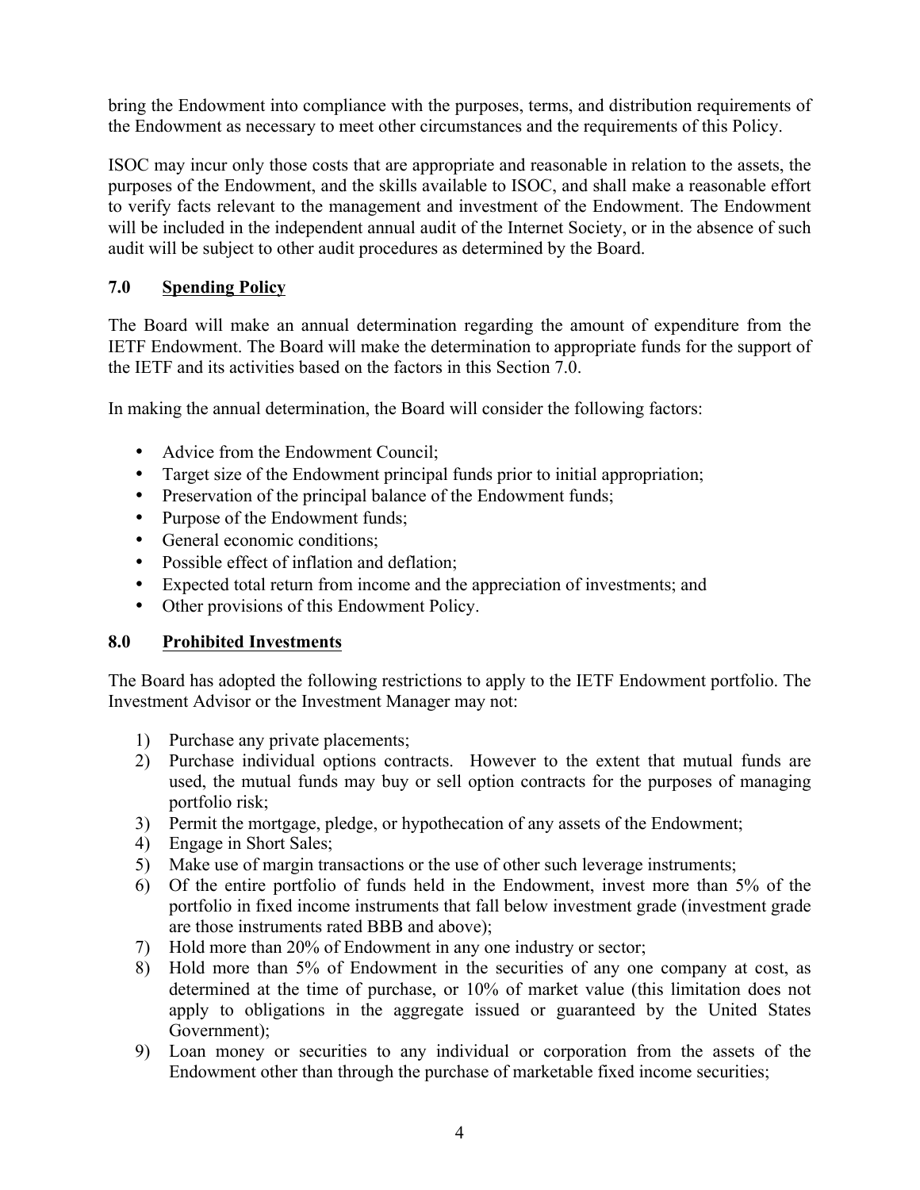bring the Endowment into compliance with the purposes, terms, and distribution requirements of the Endowment as necessary to meet other circumstances and the requirements of this Policy.

ISOC may incur only those costs that are appropriate and reasonable in relation to the assets, the purposes of the Endowment, and the skills available to ISOC, and shall make a reasonable effort to verify facts relevant to the management and investment of the Endowment. The Endowment will be included in the independent annual audit of the Internet Society, or in the absence of such audit will be subject to other audit procedures as determined by the Board.

## 7.0 Spending Policy

The Board will make an annual determination regarding the amount of expenditure from the IETF Endowment. The Board will make the determination to appropriate funds for the support of the IETF and its activities based on the factors in this Section 7.0.

In making the annual determination, the Board will consider the following factors:

- Advice from the Endowment Council;
- Target size of the Endowment principal funds prior to initial appropriation;
- Preservation of the principal balance of the Endowment funds;
- Purpose of the Endowment funds;
- General economic conditions;
- Possible effect of inflation and deflation;
- Expected total return from income and the appreciation of investments; and
- Other provisions of this Endowment Policy.

## 8.0 Prohibited Investments

The Board has adopted the following restrictions to apply to the IETF Endowment portfolio. The Investment Advisor or the Investment Manager may not:

1) Purchase any private placements;
2) Purchase individual options contracts. However to the extent that mutual funds are used, the mutual funds may buy or sell option contracts for the purposes of managing portfolio risk;
3) Permit the mortgage, pledge, or hypothecation of any assets of the Endowment;
4) Engage in Short Sales;
5) Make use of margin transactions or the use of other such leverage instruments;
6) Of the entire portfolio of funds held in the Endowment, invest more than 5% of the portfolio in fixed income instruments that fall below investment grade (investment grade are those instruments rated BBB and above);
7) Hold more than 20% of Endowment in any one industry or sector;
8) Hold more than 5% of Endowment in the securities of any one company at cost, as determined at the time of purchase, or 10% of market value (this limitation does not apply to obligations in the aggregate issued or guaranteed by the United States Government);
9) Loan money or securities to any individual or corporation from the assets of the Endowment other than through the purchase of marketable fixed income securities;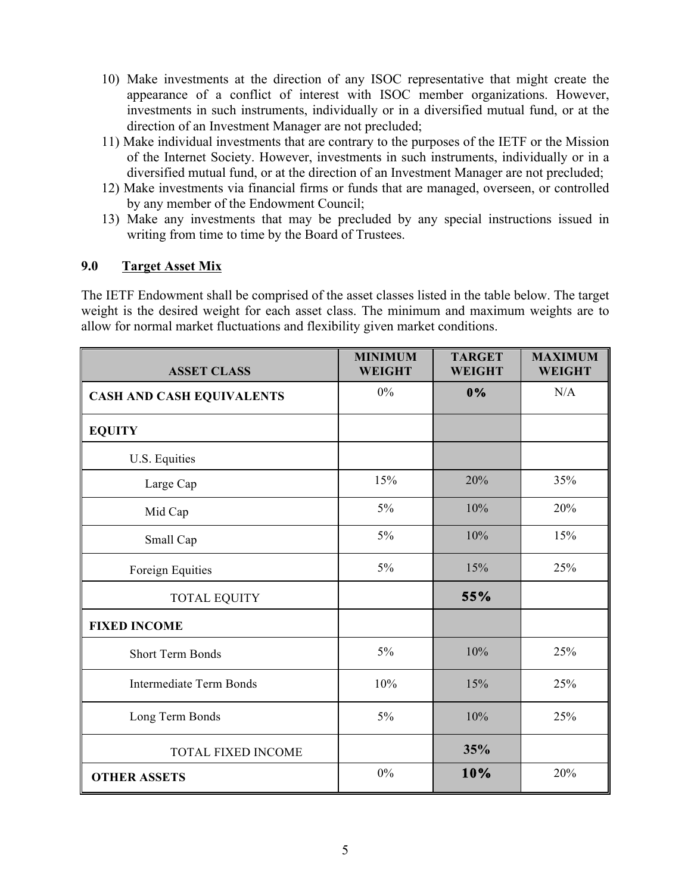10) Make investments at the direction of any ISOC representative that might create the appearance of a conflict of interest with ISOC member organizations. However, investments in such instruments, individually or in a diversified mutual fund, or at the direction of an Investment Manager are not precluded;
11) Make individual investments that are contrary to the purposes of the IETF or the Mission of the Internet Society. However, investments in such instruments, individually or in a diversified mutual fund, or at the direction of an Investment Manager are not precluded;
12) Make investments via financial firms or funds that are managed, overseen, or controlled by any member of the Endowment Council;
13) Make any investments that may be precluded by any special instructions issued in writing from time to time by the Board of Trustees.

## 9.0 Target Asset Mix

The IETF Endowment shall be comprised of the asset classes listed in the table below. The target weight is the desired weight for each asset class. The minimum and maximum weights are to allow for normal market fluctuations and flexibility given market conditions.

| ASSET CLASS | MINIMUM WEIGHT | TARGET WEIGHT | MAXIMUM WEIGHT |
|---|---|---|---|
| **CASH AND CASH EQUIVALENTS** | 0% | **0%** | N/A |
| **EQUITY** | | | |
| U.S. Equities | | | |
| Large Cap | 15% | 20% | 35% |
| Mid Cap | 5% | 10% | 20% |
| Small Cap | 5% | 10% | 15% |
| Foreign Equities | 5% | 15% | 25% |
| TOTAL EQUITY | | **55%** | |
| **FIXED INCOME** | | | |
| Short Term Bonds | 5% | 10% | 25% |
| Intermediate Term Bonds | 10% | 15% | 25% |
| Long Term Bonds | 5% | 10% | 25% |
| TOTAL FIXED INCOME | | **35%** | |
| **OTHER ASSETS** | 0% | **10%** | 20% |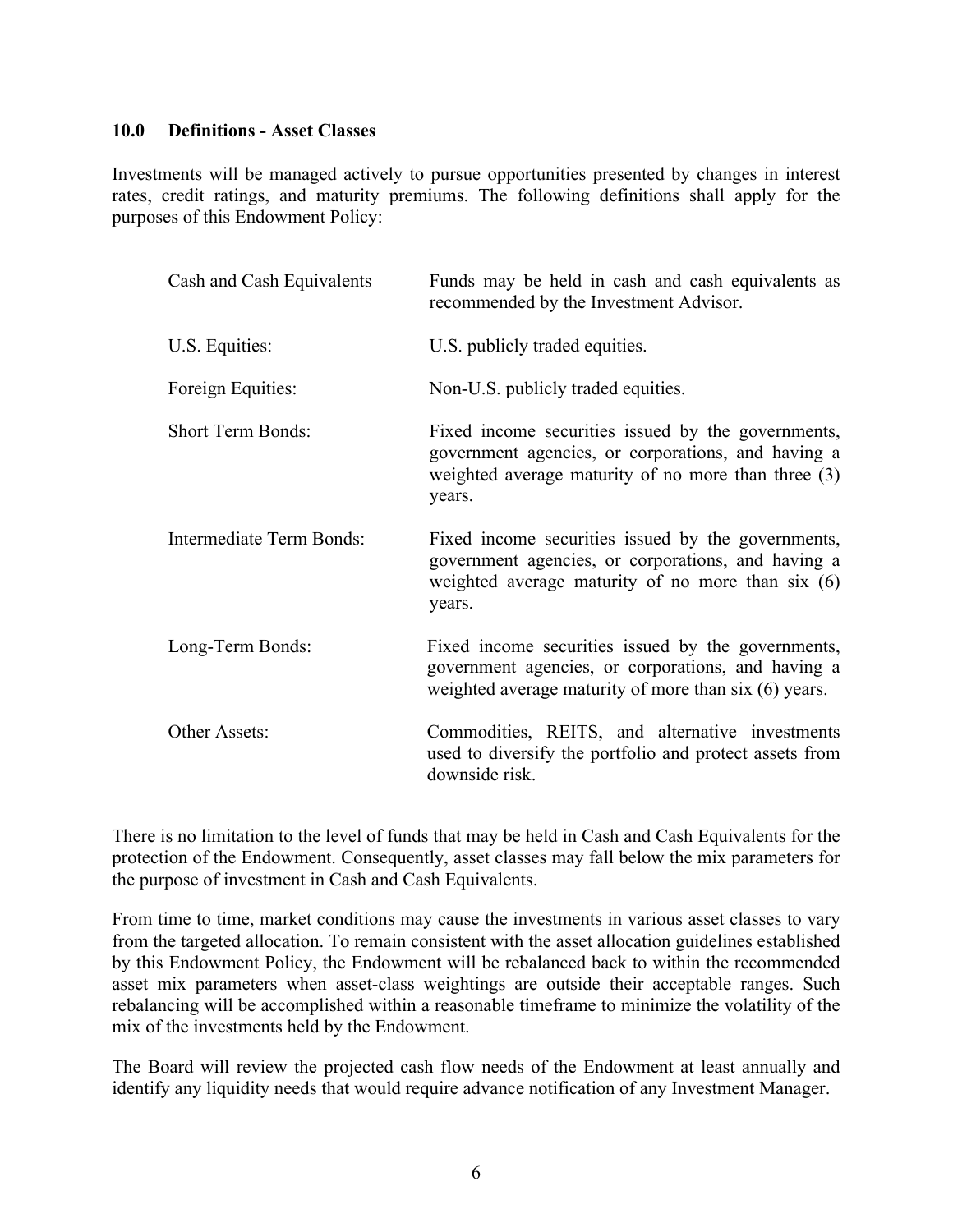## 10.0 <u>Definitions - Asset Classes</u>

Investments will be managed actively to pursue opportunities presented by changes in interest rates, credit ratings, and maturity premiums. The following definitions shall apply for the purposes of this Endowment Policy:

| | |
|---|---|
| Cash and Cash Equivalents | Funds may be held in cash and cash equivalents as recommended by the Investment Advisor. |
| U.S. Equities: | U.S. publicly traded equities. |
| Foreign Equities: | Non-U.S. publicly traded equities. |
| Short Term Bonds: | Fixed income securities issued by the governments, government agencies, or corporations, and having a weighted average maturity of no more than three (3) years. |
| Intermediate Term Bonds: | Fixed income securities issued by the governments, government agencies, or corporations, and having a weighted average maturity of no more than six (6) years. |
| Long-Term Bonds: | Fixed income securities issued by the governments, government agencies, or corporations, and having a weighted average maturity of more than six (6) years. |
| Other Assets: | Commodities, REITS, and alternative investments used to diversify the portfolio and protect assets from downside risk. |

There is no limitation to the level of funds that may be held in Cash and Cash Equivalents for the protection of the Endowment. Consequently, asset classes may fall below the mix parameters for the purpose of investment in Cash and Cash Equivalents.

From time to time, market conditions may cause the investments in various asset classes to vary from the targeted allocation. To remain consistent with the asset allocation guidelines established by this Endowment Policy, the Endowment will be rebalanced back to within the recommended asset mix parameters when asset-class weightings are outside their acceptable ranges. Such rebalancing will be accomplished within a reasonable timeframe to minimize the volatility of the mix of the investments held by the Endowment.

The Board will review the projected cash flow needs of the Endowment at least annually and identify any liquidity needs that would require advance notification of any Investment Manager.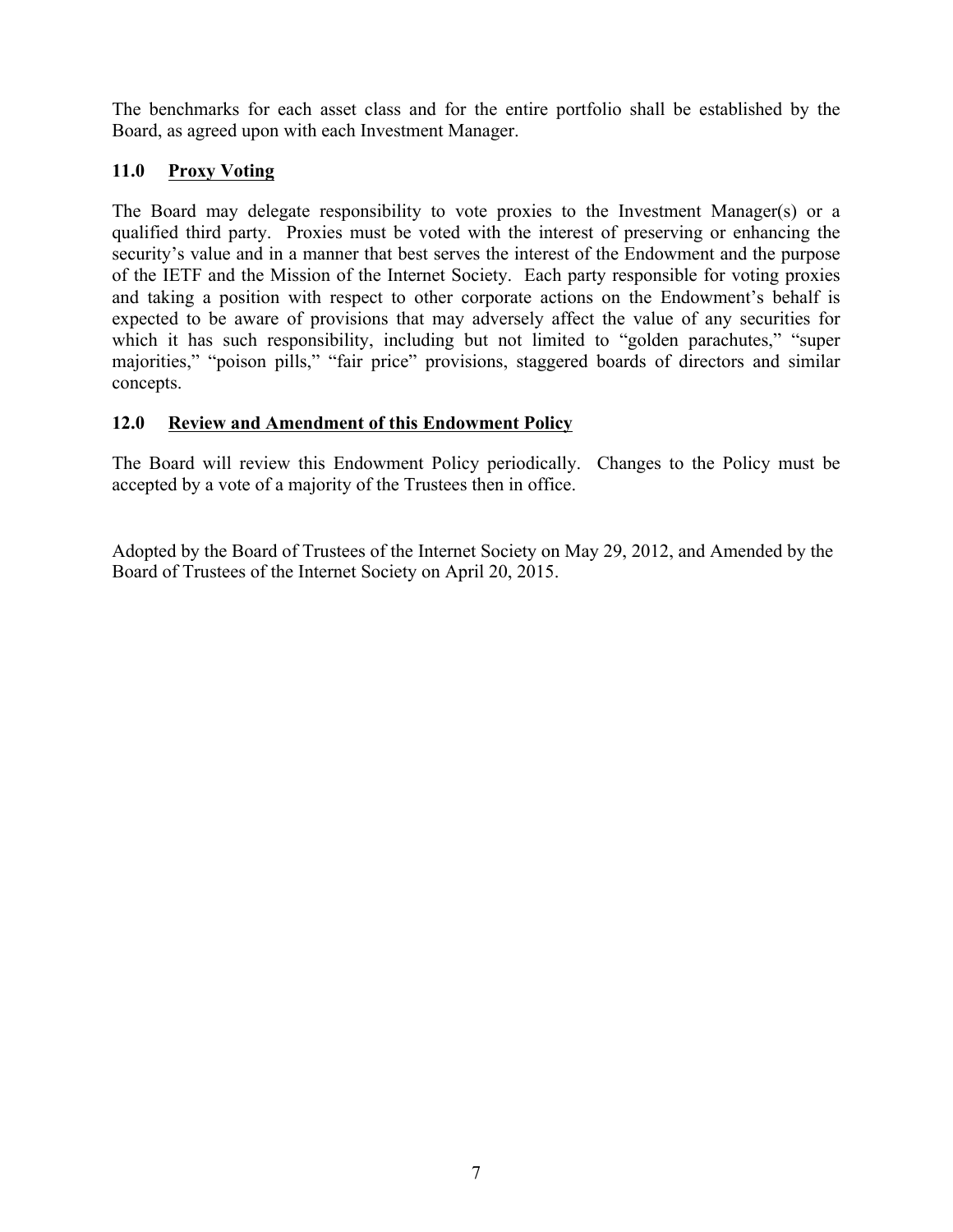The benchmarks for each asset class and for the entire portfolio shall be established by the Board, as agreed upon with each Investment Manager.

## 11.0 Proxy Voting

The Board may delegate responsibility to vote proxies to the Investment Manager(s) or a qualified third party. Proxies must be voted with the interest of preserving or enhancing the security's value and in a manner that best serves the interest of the Endowment and the purpose of the IETF and the Mission of the Internet Society. Each party responsible for voting proxies and taking a position with respect to other corporate actions on the Endowment's behalf is expected to be aware of provisions that may adversely affect the value of any securities for which it has such responsibility, including but not limited to "golden parachutes," "super majorities," "poison pills," "fair price" provisions, staggered boards of directors and similar concepts.

## 12.0 Review and Amendment of this Endowment Policy

The Board will review this Endowment Policy periodically. Changes to the Policy must be accepted by a vote of a majority of the Trustees then in office.

Adopted by the Board of Trustees of the Internet Society on May 29, 2012, and Amended by the Board of Trustees of the Internet Society on April 20, 2015.